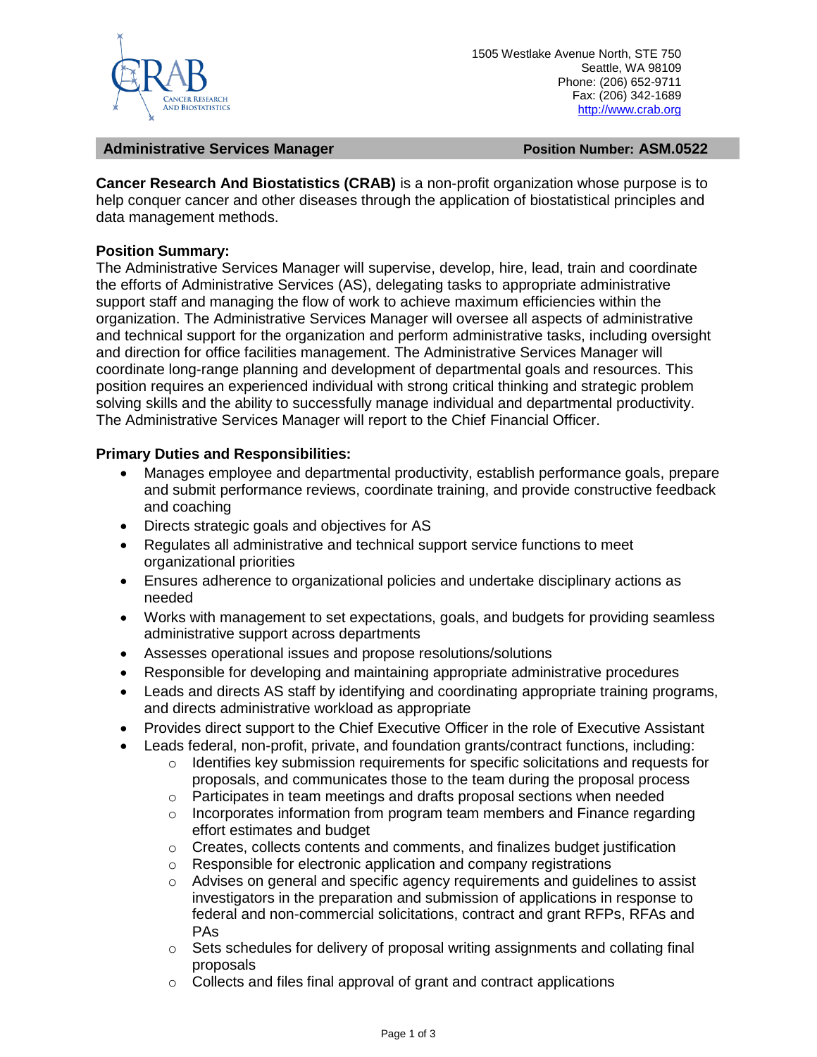CRAB
CANCER RESEARCH AND BIOSTATISTICS

1505 Westlake Avenue North, STE 750
Seattle, WA 98109
Phone: (206) 652-9711
Fax: (206) 342-1689
http://www.crab.org

**Administrative Services Manager** **Position Number: ASM.0522**

**Cancer Research And Biostatistics (CRAB)** is a non-profit organization whose purpose is to help conquer cancer and other diseases through the application of biostatistical principles and data management methods.

**Position Summary:**

The Administrative Services Manager will supervise, develop, hire, lead, train and coordinate the efforts of Administrative Services (AS), delegating tasks to appropriate administrative support staff and managing the flow of work to achieve maximum efficiencies within the organization. The Administrative Services Manager will oversee all aspects of administrative and technical support for the organization and perform administrative tasks, including oversight and direction for office facilities management. The Administrative Services Manager will coordinate long-range planning and development of departmental goals and resources. This position requires an experienced individual with strong critical thinking and strategic problem solving skills and the ability to successfully manage individual and departmental productivity. The Administrative Services Manager will report to the Chief Financial Officer.

**Primary Duties and Responsibilities:**

- Manages employee and departmental productivity, establish performance goals, prepare and submit performance reviews, coordinate training, and provide constructive feedback and coaching
- Directs strategic goals and objectives for AS
- Regulates all administrative and technical support service functions to meet organizational priorities
- Ensures adherence to organizational policies and undertake disciplinary actions as needed
- Works with management to set expectations, goals, and budgets for providing seamless administrative support across departments
- Assesses operational issues and propose resolutions/solutions
- Responsible for developing and maintaining appropriate administrative procedures
- Leads and directs AS staff by identifying and coordinating appropriate training programs, and directs administrative workload as appropriate
- Provides direct support to the Chief Executive Officer in the role of Executive Assistant
- Leads federal, non-profit, private, and foundation grants/contract functions, including:
  - Identifies key submission requirements for specific solicitations and requests for proposals, and communicates those to the team during the proposal process
  - Participates in team meetings and drafts proposal sections when needed
  - Incorporates information from program team members and Finance regarding effort estimates and budget
  - Creates, collects contents and comments, and finalizes budget justification
  - Responsible for electronic application and company registrations
  - Advises on general and specific agency requirements and guidelines to assist investigators in the preparation and submission of applications in response to federal and non-commercial solicitations, contract and grant RFPs, RFAs and PAs
  - Sets schedules for delivery of proposal writing assignments and collating final proposals
  - Collects and files final approval of grant and contract applications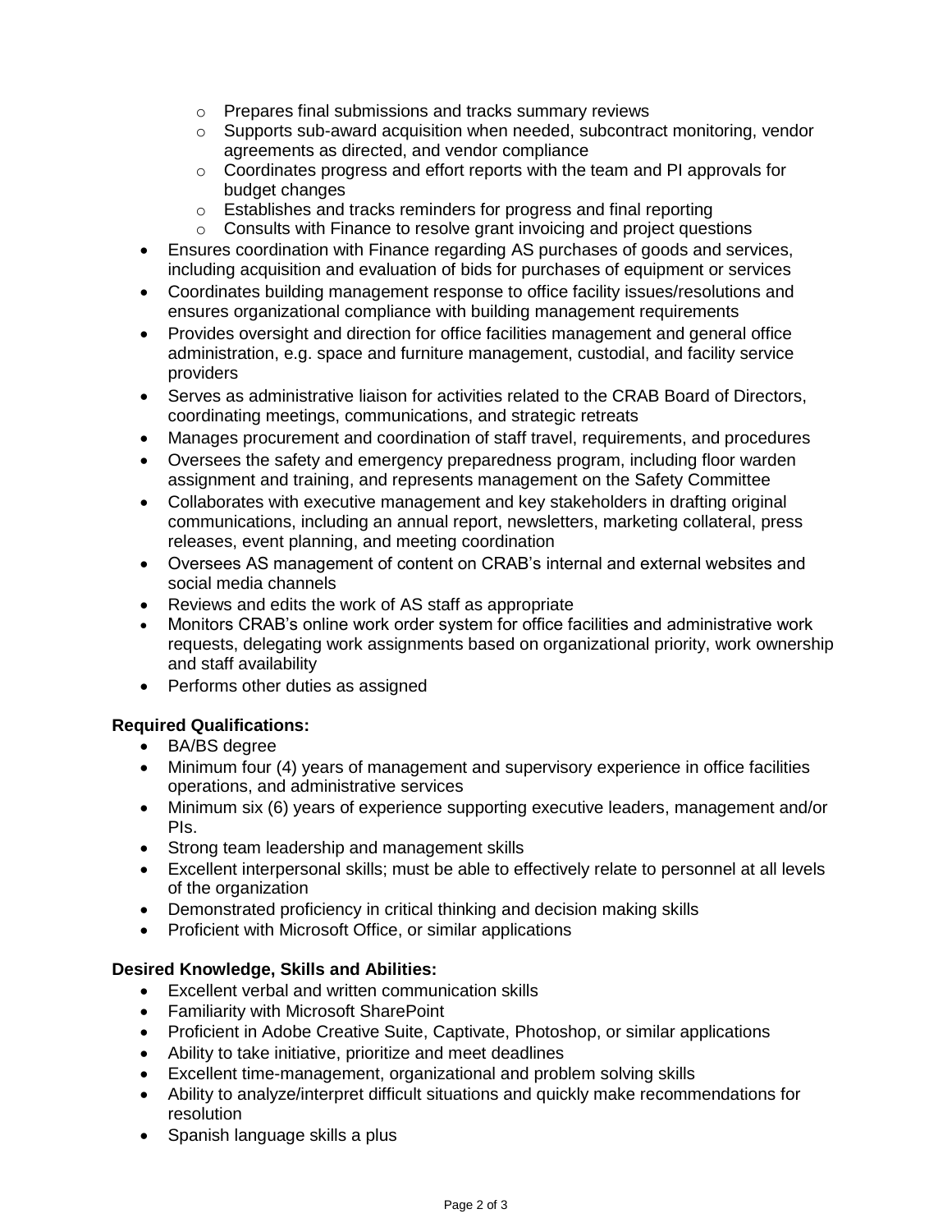- Prepares final submissions and tracks summary reviews
  - Supports sub-award acquisition when needed, subcontract monitoring, vendor agreements as directed, and vendor compliance
  - Coordinates progress and effort reports with the team and PI approvals for budget changes
  - Establishes and tracks reminders for progress and final reporting
  - Consults with Finance to resolve grant invoicing and project questions
- Ensures coordination with Finance regarding AS purchases of goods and services, including acquisition and evaluation of bids for purchases of equipment or services
- Coordinates building management response to office facility issues/resolutions and ensures organizational compliance with building management requirements
- Provides oversight and direction for office facilities management and general office administration, e.g. space and furniture management, custodial, and facility service providers
- Serves as administrative liaison for activities related to the CRAB Board of Directors, coordinating meetings, communications, and strategic retreats
- Manages procurement and coordination of staff travel, requirements, and procedures
- Oversees the safety and emergency preparedness program, including floor warden assignment and training, and represents management on the Safety Committee
- Collaborates with executive management and key stakeholders in drafting original communications, including an annual report, newsletters, marketing collateral, press releases, event planning, and meeting coordination
- Oversees AS management of content on CRAB's internal and external websites and social media channels
- Reviews and edits the work of AS staff as appropriate
- Monitors CRAB's online work order system for office facilities and administrative work requests, delegating work assignments based on organizational priority, work ownership and staff availability
- Performs other duties as assigned

**Required Qualifications:**

- BA/BS degree
- Minimum four (4) years of management and supervisory experience in office facilities operations, and administrative services
- Minimum six (6) years of experience supporting executive leaders, management and/or PIs.
- Strong team leadership and management skills
- Excellent interpersonal skills; must be able to effectively relate to personnel at all levels of the organization
- Demonstrated proficiency in critical thinking and decision making skills
- Proficient with Microsoft Office, or similar applications

**Desired Knowledge, Skills and Abilities:**

- Excellent verbal and written communication skills
- Familiarity with Microsoft SharePoint
- Proficient in Adobe Creative Suite, Captivate, Photoshop, or similar applications
- Ability to take initiative, prioritize and meet deadlines
- Excellent time-management, organizational and problem solving skills
- Ability to analyze/interpret difficult situations and quickly make recommendations for resolution
- Spanish language skills a plus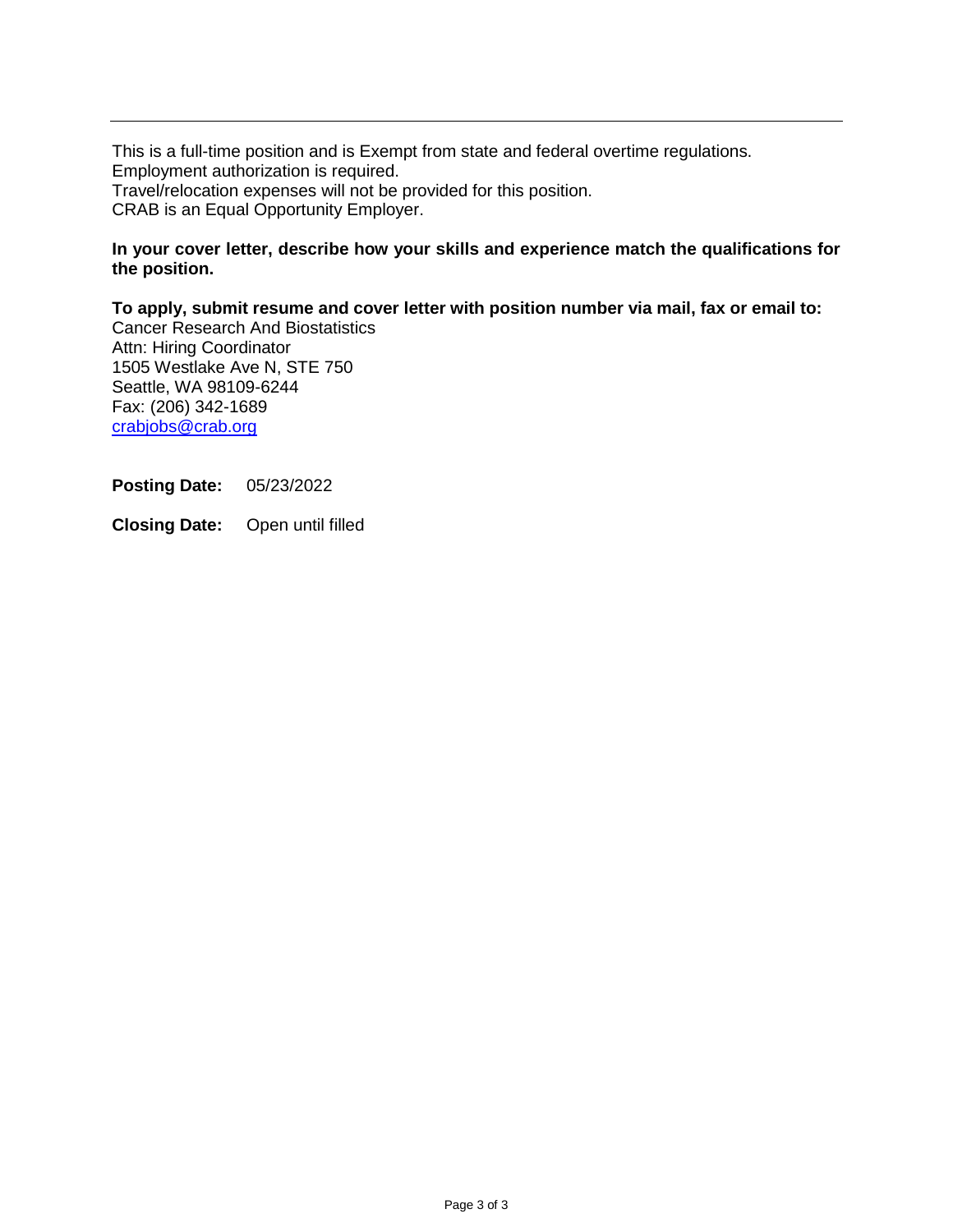---

This is a full-time position and is Exempt from state and federal overtime regulations.
Employment authorization is required.
Travel/relocation expenses will not be provided for this position.
CRAB is an Equal Opportunity Employer.

**In your cover letter, describe how your skills and experience match the qualifications for the position.**

**To apply, submit resume and cover letter with position number via mail, fax or email to:**
Cancer Research And Biostatistics
Attn: Hiring Coordinator
1505 Westlake Ave N, STE 750
Seattle, WA 98109-6244
Fax: (206) 342-1689
crabjobs@crab.org

**Posting Date:** 05/23/2022

**Closing Date:** Open until filled